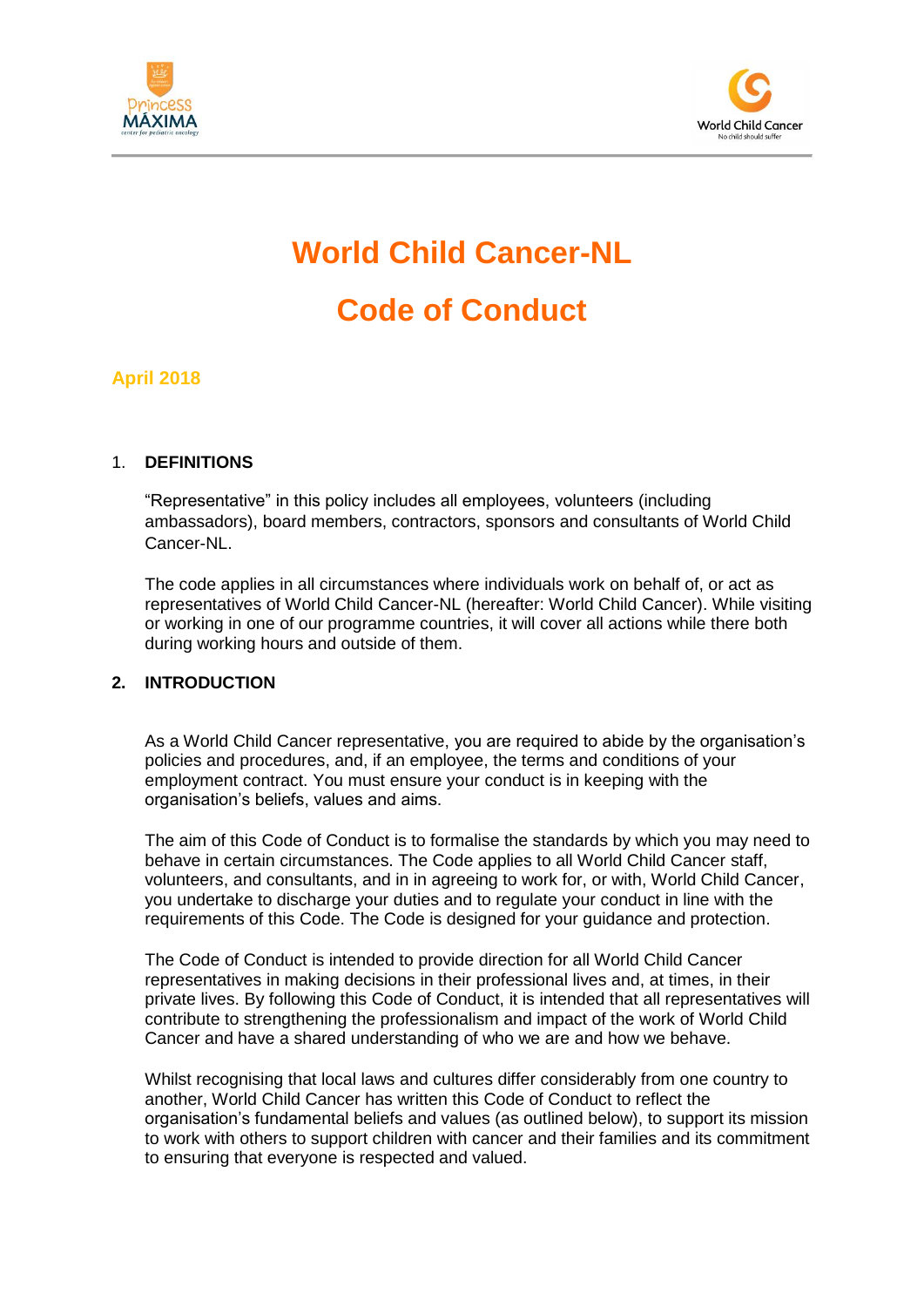# World Child Cancer-NL

# Code of Conduct

**April 2018**

## 1. DEFINITIONS

"Representative" in this policy includes all employees, volunteers (including ambassadors), board members, contractors, sponsors and consultants of World Child Cancer-NL.

The code applies in all circumstances where individuals work on behalf of, or act as representatives of World Child Cancer-NL (hereafter: World Child Cancer). While visiting or working in one of our programme countries, it will cover all actions while there both during working hours and outside of them.

## 2. INTRODUCTION

As a World Child Cancer representative, you are required to abide by the organisation's policies and procedures, and, if an employee, the terms and conditions of your employment contract. You must ensure your conduct is in keeping with the organisation's beliefs, values and aims.

The aim of this Code of Conduct is to formalise the standards by which you may need to behave in certain circumstances. The Code applies to all World Child Cancer staff, volunteers, and consultants, and in in agreeing to work for, or with, World Child Cancer, you undertake to discharge your duties and to regulate your conduct in line with the requirements of this Code. The Code is designed for your guidance and protection.

The Code of Conduct is intended to provide direction for all World Child Cancer representatives in making decisions in their professional lives and, at times, in their private lives. By following this Code of Conduct, it is intended that all representatives will contribute to strengthening the professionalism and impact of the work of World Child Cancer and have a shared understanding of who we are and how we behave.

Whilst recognising that local laws and cultures differ considerably from one country to another, World Child Cancer has written this Code of Conduct to reflect the organisation's fundamental beliefs and values (as outlined below), to support its mission to work with others to support children with cancer and their families and its commitment to ensuring that everyone is respected and valued.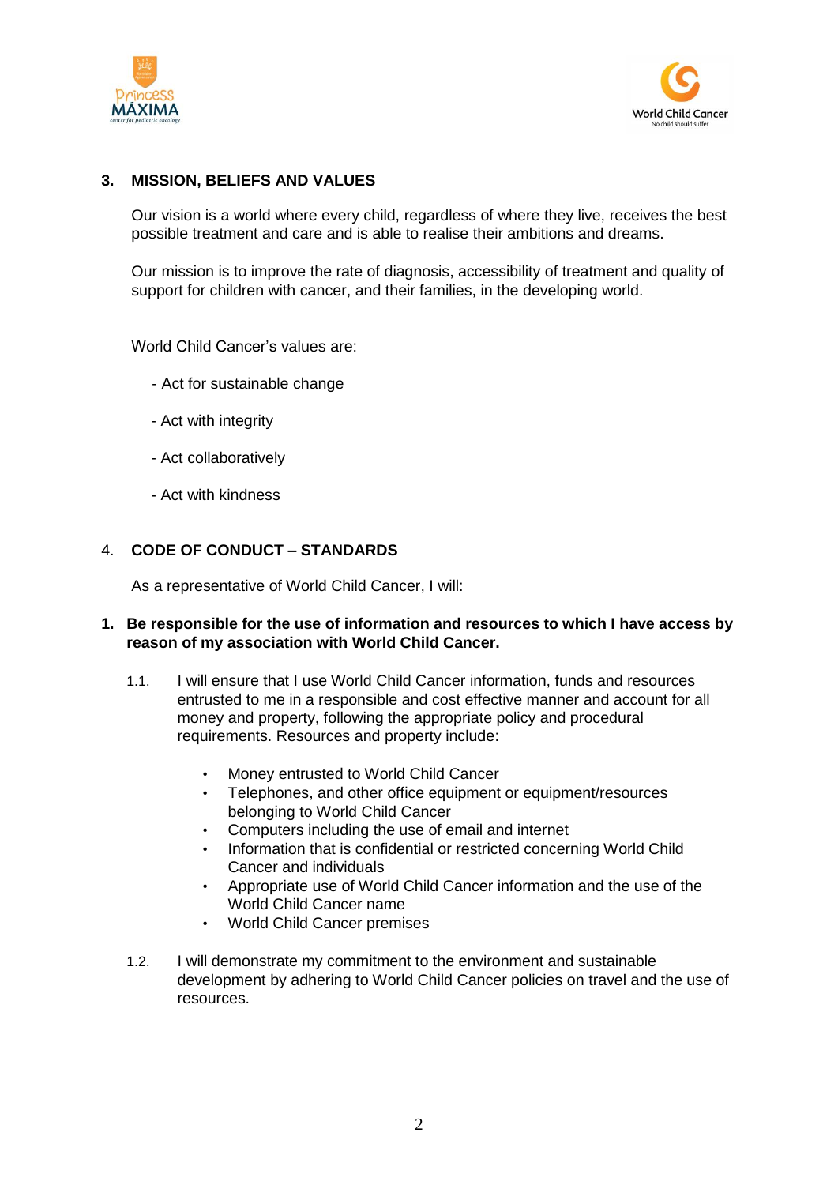## 3. MISSION, BELIEFS AND VALUES

Our vision is a world where every child, regardless of where they live, receives the best possible treatment and care and is able to realise their ambitions and dreams.

Our mission is to improve the rate of diagnosis, accessibility of treatment and quality of support for children with cancer, and their families, in the developing world.

World Child Cancer's values are:

- Act for sustainable change
- Act with integrity
- Act collaboratively
- Act with kindness

## 4. CODE OF CONDUCT – STANDARDS

As a representative of World Child Cancer, I will:

### 1. Be responsible for the use of information and resources to which I have access by reason of my association with World Child Cancer.

1.1. I will ensure that I use World Child Cancer information, funds and resources entrusted to me in a responsible and cost effective manner and account for all money and property, following the appropriate policy and procedural requirements. Resources and property include:

- Money entrusted to World Child Cancer
- Telephones, and other office equipment or equipment/resources belonging to World Child Cancer
- Computers including the use of email and internet
- Information that is confidential or restricted concerning World Child Cancer and individuals
- Appropriate use of World Child Cancer information and the use of the World Child Cancer name
- World Child Cancer premises

1.2. I will demonstrate my commitment to the environment and sustainable development by adhering to World Child Cancer policies on travel and the use of resources.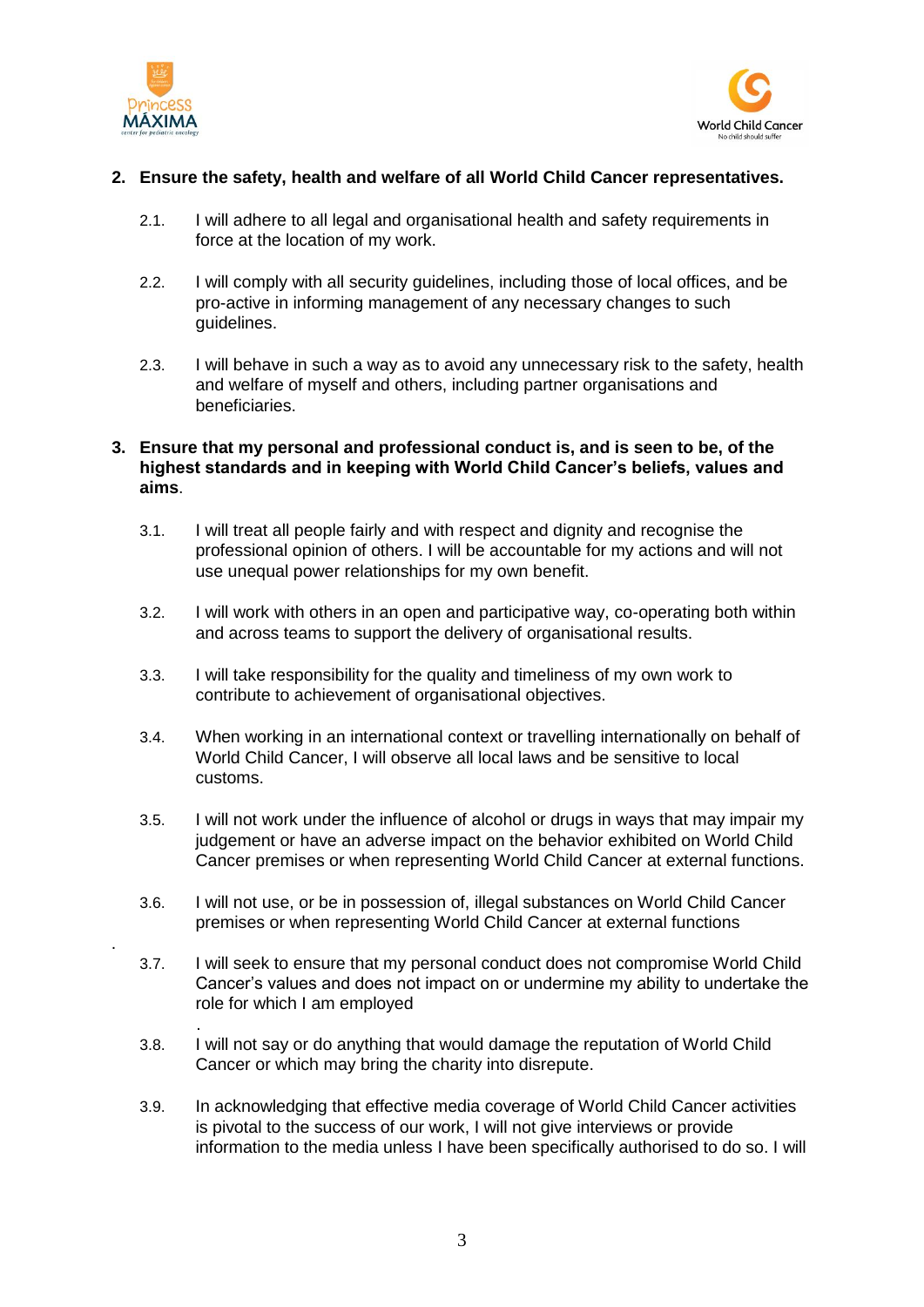2. **Ensure the safety, health and welfare of all World Child Cancer representatives.**

   2.1. I will adhere to all legal and organisational health and safety requirements in force at the location of my work.

   2.2. I will comply with all security guidelines, including those of local offices, and be pro-active in informing management of any necessary changes to such guidelines.

   2.3. I will behave in such a way as to avoid any unnecessary risk to the safety, health and welfare of myself and others, including partner organisations and beneficiaries.

3. **Ensure that my personal and professional conduct is, and is seen to be, of the highest standards and in keeping with World Child Cancer's beliefs, values and aims**.

   3.1. I will treat all people fairly and with respect and dignity and recognise the professional opinion of others. I will be accountable for my actions and will not use unequal power relationships for my own benefit.

   3.2. I will work with others in an open and participative way, co-operating both within and across teams to support the delivery of organisational results.

   3.3. I will take responsibility for the quality and timeliness of my own work to contribute to achievement of organisational objectives.

   3.4. When working in an international context or travelling internationally on behalf of World Child Cancer, I will observe all local laws and be sensitive to local customs.

   3.5. I will not work under the influence of alcohol or drugs in ways that may impair my judgement or have an adverse impact on the behavior exhibited on World Child Cancer premises or when representing World Child Cancer at external functions.

   3.6. I will not use, or be in possession of, illegal substances on World Child Cancer premises or when representing World Child Cancer at external functions

   3.7. I will seek to ensure that my personal conduct does not compromise World Child Cancer's values and does not impact on or undermine my ability to undertake the role for which I am employed

   3.8. I will not say or do anything that would damage the reputation of World Child Cancer or which may bring the charity into disrepute.

   3.9. In acknowledging that effective media coverage of World Child Cancer activities is pivotal to the success of our work, I will not give interviews or provide information to the media unless I have been specifically authorised to do so. I will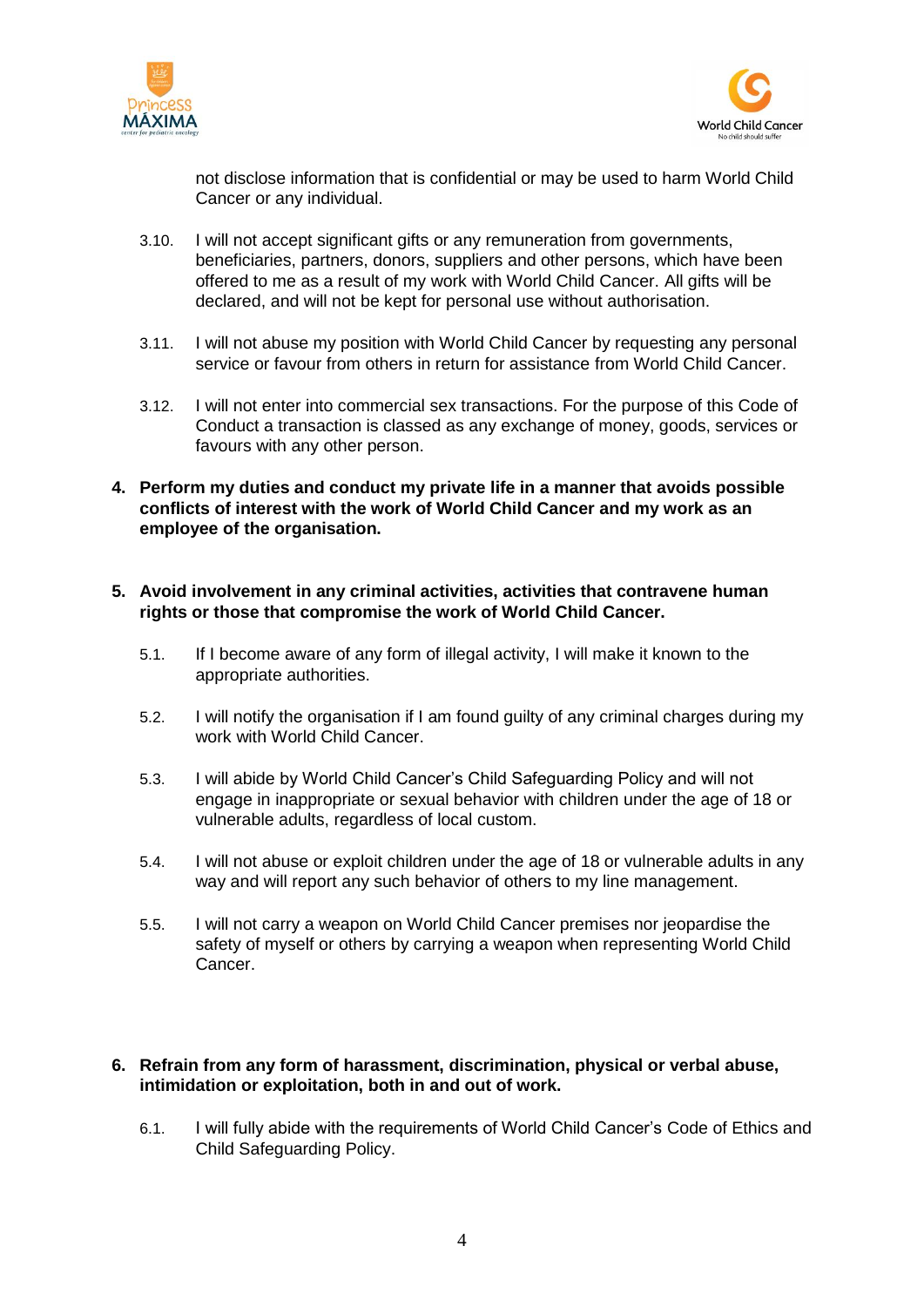not disclose information that is confidential or may be used to harm World Child Cancer or any individual.

3.10. I will not accept significant gifts or any remuneration from governments, beneficiaries, partners, donors, suppliers and other persons, which have been offered to me as a result of my work with World Child Cancer. All gifts will be declared, and will not be kept for personal use without authorisation.

3.11. I will not abuse my position with World Child Cancer by requesting any personal service or favour from others in return for assistance from World Child Cancer.

3.12. I will not enter into commercial sex transactions. For the purpose of this Code of Conduct a transaction is classed as any exchange of money, goods, services or favours with any other person.

**4. Perform my duties and conduct my private life in a manner that avoids possible conflicts of interest with the work of World Child Cancer and my work as an employee of the organisation.**

**5. Avoid involvement in any criminal activities, activities that contravene human rights or those that compromise the work of World Child Cancer.**

5.1. If I become aware of any form of illegal activity, I will make it known to the appropriate authorities.

5.2. I will notify the organisation if I am found guilty of any criminal charges during my work with World Child Cancer.

5.3. I will abide by World Child Cancer's Child Safeguarding Policy and will not engage in inappropriate or sexual behavior with children under the age of 18 or vulnerable adults, regardless of local custom.

5.4. I will not abuse or exploit children under the age of 18 or vulnerable adults in any way and will report any such behavior of others to my line management.

5.5. I will not carry a weapon on World Child Cancer premises nor jeopardise the safety of myself or others by carrying a weapon when representing World Child Cancer.

**6. Refrain from any form of harassment, discrimination, physical or verbal abuse, intimidation or exploitation, both in and out of work.**

6.1. I will fully abide with the requirements of World Child Cancer's Code of Ethics and Child Safeguarding Policy.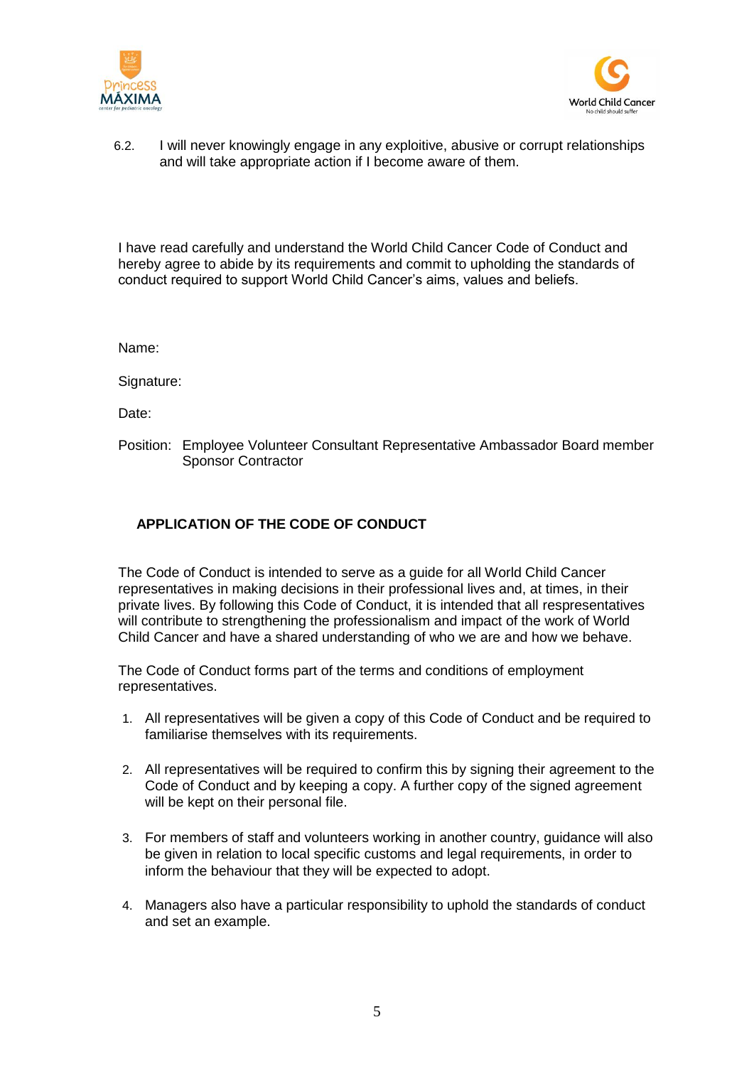6.2. I will never knowingly engage in any exploitive, abusive or corrupt relationships and will take appropriate action if I become aware of them.

I have read carefully and understand the World Child Cancer Code of Conduct and hereby agree to abide by its requirements and commit to upholding the standards of conduct required to support World Child Cancer's aims, values and beliefs.

Name:

Signature:

Date:

Position: Employee Volunteer Consultant Representative Ambassador Board member Sponsor Contractor

## APPLICATION OF THE CODE OF CONDUCT

The Code of Conduct is intended to serve as a guide for all World Child Cancer representatives in making decisions in their professional lives and, at times, in their private lives. By following this Code of Conduct, it is intended that all respresentatives will contribute to strengthening the professionalism and impact of the work of World Child Cancer and have a shared understanding of who we are and how we behave.

The Code of Conduct forms part of the terms and conditions of employment representatives.

1. All representatives will be given a copy of this Code of Conduct and be required to familiarise themselves with its requirements.
2. All representatives will be required to confirm this by signing their agreement to the Code of Conduct and by keeping a copy. A further copy of the signed agreement will be kept on their personal file.
3. For members of staff and volunteers working in another country, guidance will also be given in relation to local specific customs and legal requirements, in order to inform the behaviour that they will be expected to adopt.
4. Managers also have a particular responsibility to uphold the standards of conduct and set an example.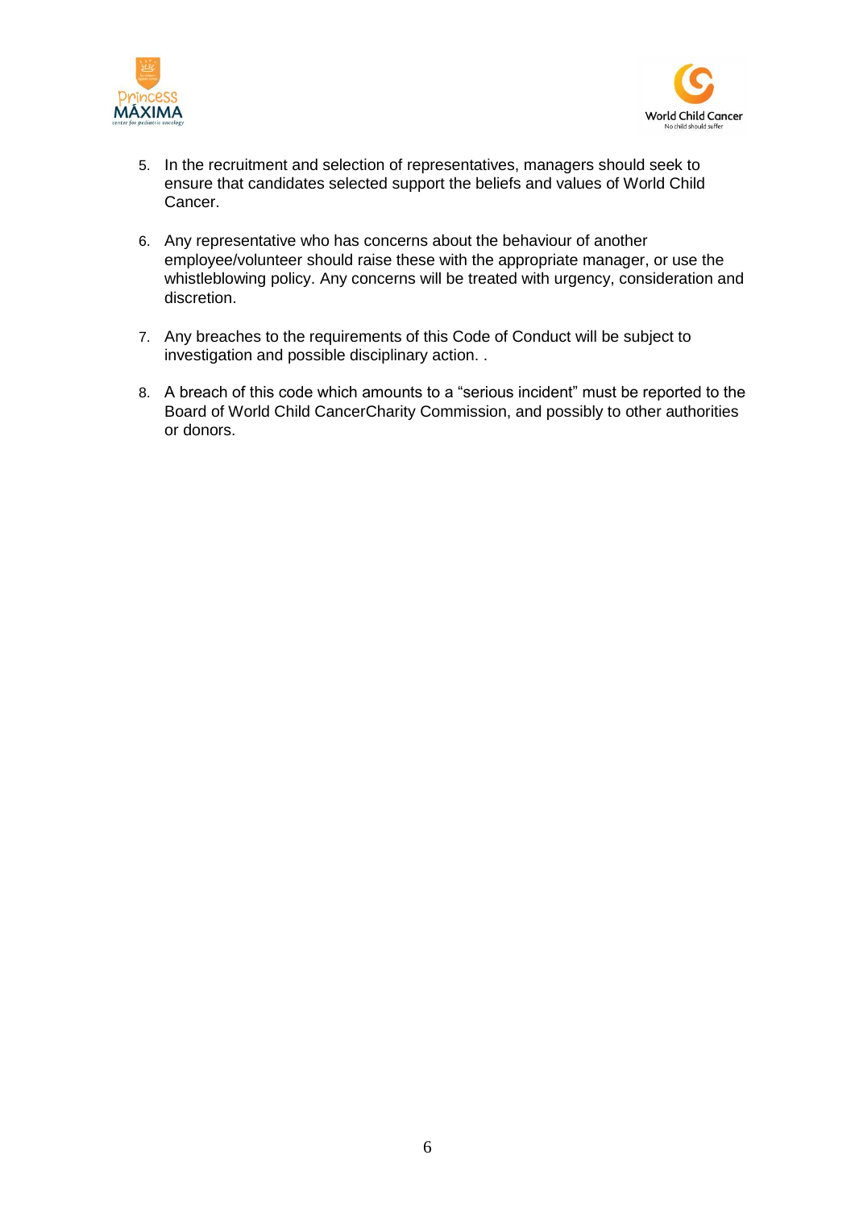5. In the recruitment and selection of representatives, managers should seek to ensure that candidates selected support the beliefs and values of World Child Cancer.

6. Any representative who has concerns about the behaviour of another employee/volunteer should raise these with the appropriate manager, or use the whistleblowing policy. Any concerns will be treated with urgency, consideration and discretion.

7. Any breaches to the requirements of this Code of Conduct will be subject to investigation and possible disciplinary action. .

8. A breach of this code which amounts to a "serious incident" must be reported to the Board of World Child CancerCharity Commission, and possibly to other authorities or donors.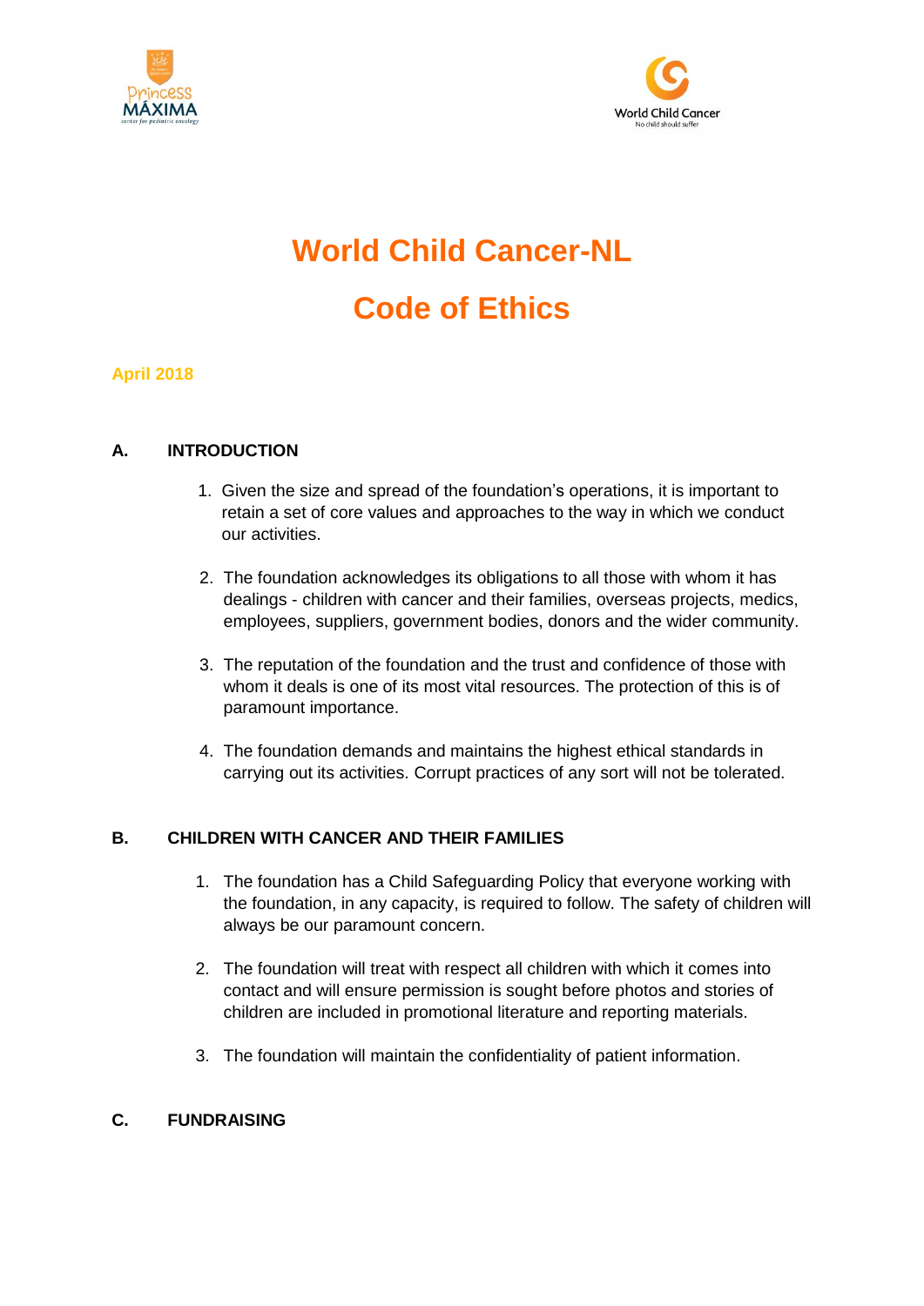# World Child Cancer-NL

# Code of Ethics

**April 2018**

## A. INTRODUCTION

1. Given the size and spread of the foundation's operations, it is important to retain a set of core values and approaches to the way in which we conduct our activities.

2. The foundation acknowledges its obligations to all those with whom it has dealings - children with cancer and their families, overseas projects, medics, employees, suppliers, government bodies, donors and the wider community.

3. The reputation of the foundation and the trust and confidence of those with whom it deals is one of its most vital resources. The protection of this is of paramount importance.

4. The foundation demands and maintains the highest ethical standards in carrying out its activities. Corrupt practices of any sort will not be tolerated.

## B. CHILDREN WITH CANCER AND THEIR FAMILIES

1. The foundation has a Child Safeguarding Policy that everyone working with the foundation, in any capacity, is required to follow. The safety of children will always be our paramount concern.

2. The foundation will treat with respect all children with which it comes into contact and will ensure permission is sought before photos and stories of children are included in promotional literature and reporting materials.

3. The foundation will maintain the confidentiality of patient information.

## C. FUNDRAISING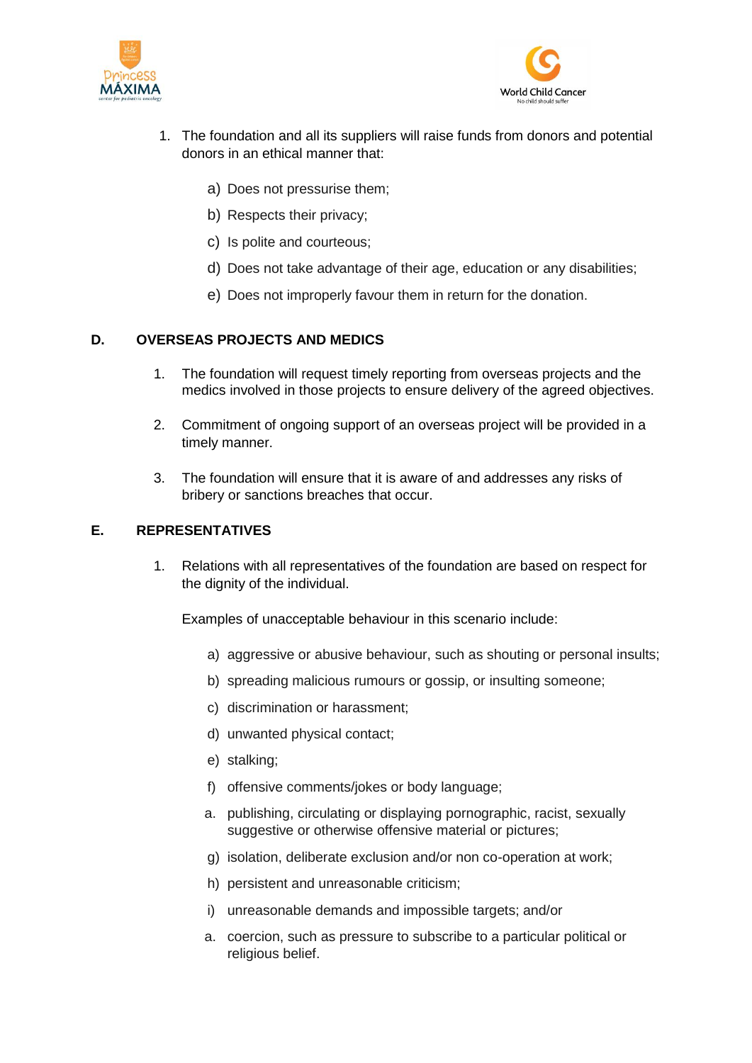1. The foundation and all its suppliers will raise funds from donors and potential donors in an ethical manner that:

   a) Does not pressurise them;

   b) Respects their privacy;

   c) Is polite and courteous;

   d) Does not take advantage of their age, education or any disabilities;

   e) Does not improperly favour them in return for the donation.

## D. OVERSEAS PROJECTS AND MEDICS

1. The foundation will request timely reporting from overseas projects and the medics involved in those projects to ensure delivery of the agreed objectives.

2. Commitment of ongoing support of an overseas project will be provided in a timely manner.

3. The foundation will ensure that it is aware of and addresses any risks of bribery or sanctions breaches that occur.

## E. REPRESENTATIVES

1. Relations with all representatives of the foundation are based on respect for the dignity of the individual.

   Examples of unacceptable behaviour in this scenario include:

   a) aggressive or abusive behaviour, such as shouting or personal insults;

   b) spreading malicious rumours or gossip, or insulting someone;

   c) discrimination or harassment;

   d) unwanted physical contact;

   e) stalking;

   f) offensive comments/jokes or body language;

   a. publishing, circulating or displaying pornographic, racist, sexually suggestive or otherwise offensive material or pictures;

   g) isolation, deliberate exclusion and/or non co-operation at work;

   h) persistent and unreasonable criticism;

   i) unreasonable demands and impossible targets; and/or

   a. coercion, such as pressure to subscribe to a particular political or religious belief.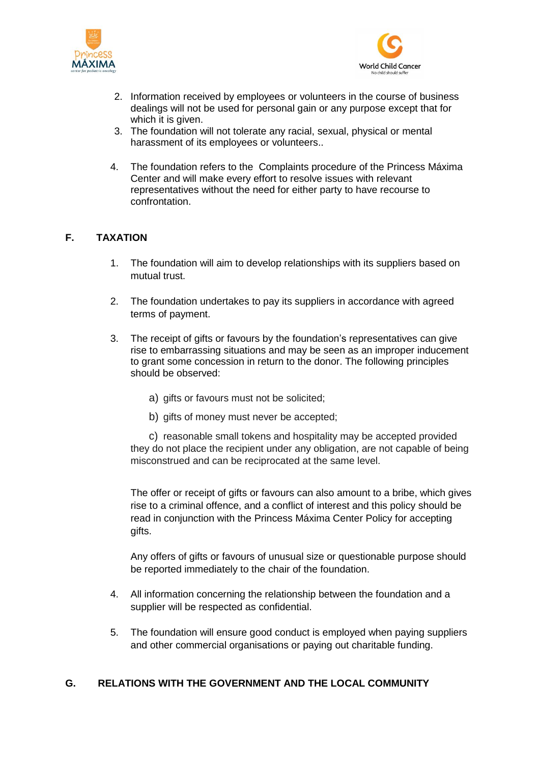2. Information received by employees or volunteers in the course of business dealings will not be used for personal gain or any purpose except that for which it is given.
3. The foundation will not tolerate any racial, sexual, physical or mental harassment of its employees or volunteers..
4. The foundation refers to the Complaints procedure of the Princess Máxima Center and will make every effort to resolve issues with relevant representatives without the need for either party to have recourse to confrontation.

## F. TAXATION

1. The foundation will aim to develop relationships with its suppliers based on mutual trust.
2. The foundation undertakes to pay its suppliers in accordance with agreed terms of payment.
3. The receipt of gifts or favours by the foundation's representatives can give rise to embarrassing situations and may be seen as an improper inducement to grant some concession in return to the donor. The following principles should be observed:

   a) gifts or favours must not be solicited;

   b) gifts of money must never be accepted;

   c) reasonable small tokens and hospitality may be accepted provided they do not place the recipient under any obligation, are not capable of being misconstrued and can be reciprocated at the same level.

   The offer or receipt of gifts or favours can also amount to a bribe, which gives rise to a criminal offence, and a conflict of interest and this policy should be read in conjunction with the Princess Máxima Center Policy for accepting gifts.

   Any offers of gifts or favours of unusual size or questionable purpose should be reported immediately to the chair of the foundation.

4. All information concerning the relationship between the foundation and a supplier will be respected as confidential.
5. The foundation will ensure good conduct is employed when paying suppliers and other commercial organisations or paying out charitable funding.

## G. RELATIONS WITH THE GOVERNMENT AND THE LOCAL COMMUNITY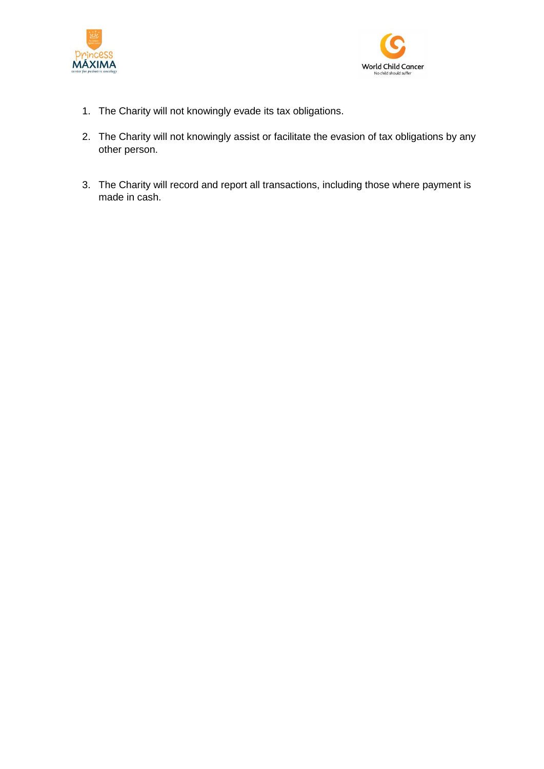1. The Charity will not knowingly evade its tax obligations.

2. The Charity will not knowingly assist or facilitate the evasion of tax obligations by any other person.

3. The Charity will record and report all transactions, including those where payment is made in cash.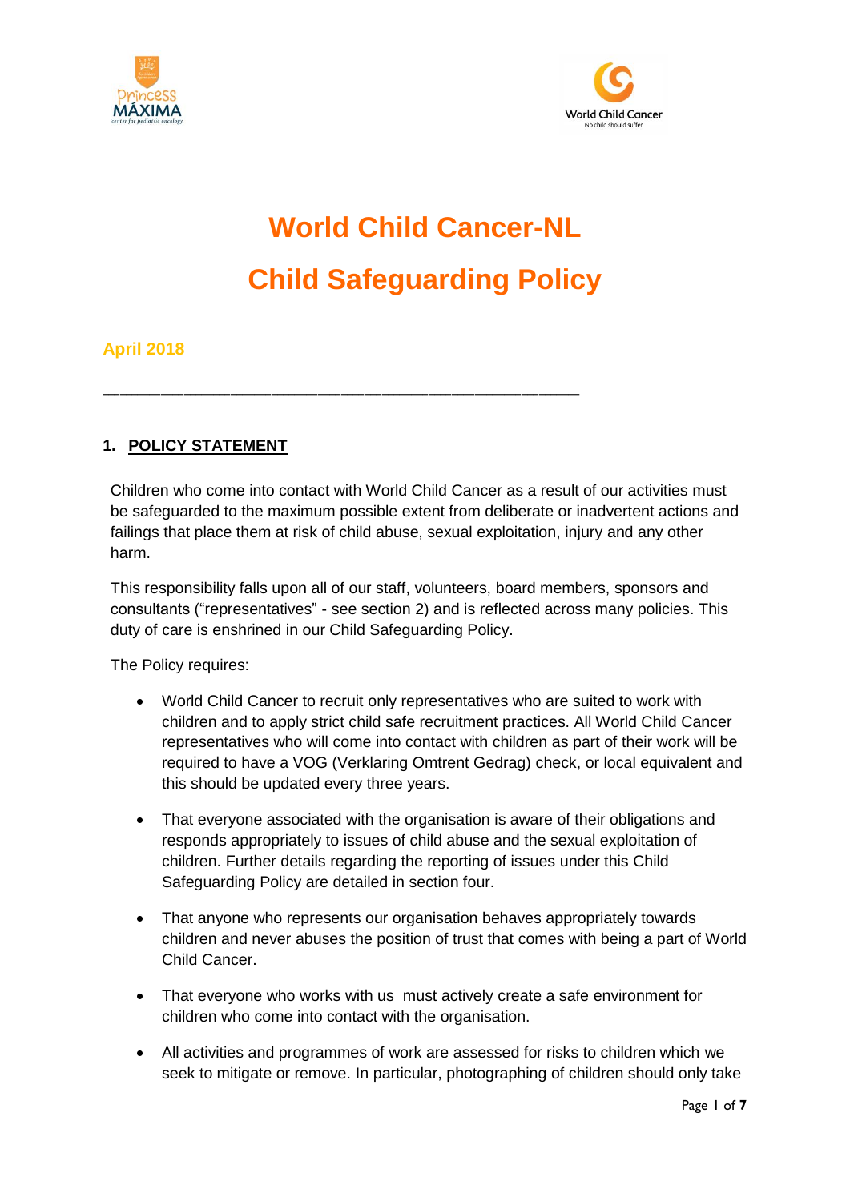# World Child Cancer-NL

# Child Safeguarding Policy

**April 2018**

---

## 1. POLICY STATEMENT

Children who come into contact with World Child Cancer as a result of our activities must be safeguarded to the maximum possible extent from deliberate or inadvertent actions and failings that place them at risk of child abuse, sexual exploitation, injury and any other harm.

This responsibility falls upon all of our staff, volunteers, board members, sponsors and consultants ("representatives" - see section 2) and is reflected across many policies. This duty of care is enshrined in our Child Safeguarding Policy.

The Policy requires:

- World Child Cancer to recruit only representatives who are suited to work with children and to apply strict child safe recruitment practices. All World Child Cancer representatives who will come into contact with children as part of their work will be required to have a VOG (Verklaring Omtrent Gedrag) check, or local equivalent and this should be updated every three years.
- That everyone associated with the organisation is aware of their obligations and responds appropriately to issues of child abuse and the sexual exploitation of children. Further details regarding the reporting of issues under this Child Safeguarding Policy are detailed in section four.
- That anyone who represents our organisation behaves appropriately towards children and never abuses the position of trust that comes with being a part of World Child Cancer.
- That everyone who works with us must actively create a safe environment for children who come into contact with the organisation.
- All activities and programmes of work are assessed for risks to children which we seek to mitigate or remove. In particular, photographing of children should only take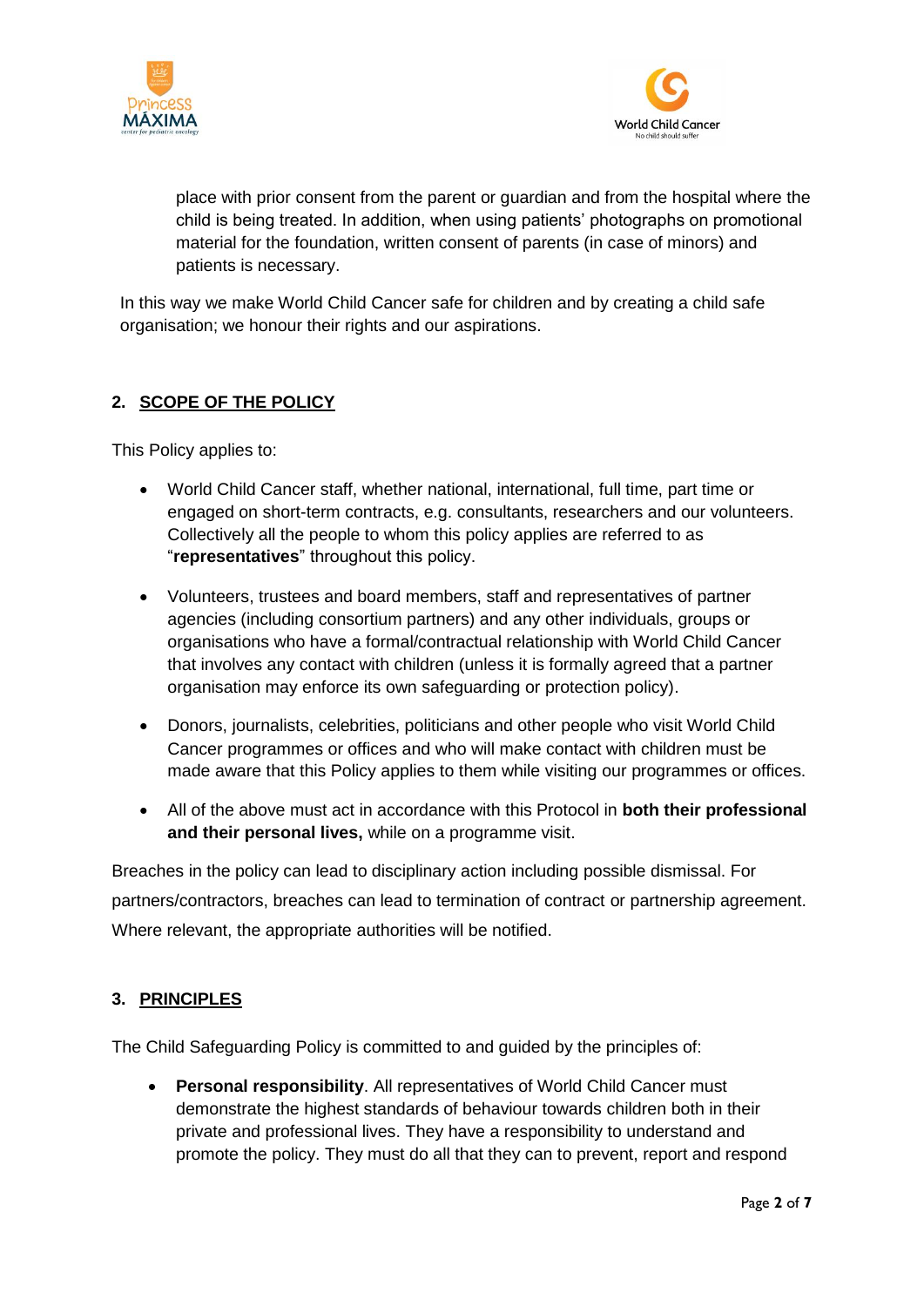place with prior consent from the parent or guardian and from the hospital where the child is being treated. In addition, when using patients' photographs on promotional material for the foundation, written consent of parents (in case of minors) and patients is necessary.

In this way we make World Child Cancer safe for children and by creating a child safe organisation; we honour their rights and our aspirations.

## 2. SCOPE OF THE POLICY

This Policy applies to:

- World Child Cancer staff, whether national, international, full time, part time or engaged on short-term contracts, e.g. consultants, researchers and our volunteers. Collectively all the people to whom this policy applies are referred to as "**representatives**" throughout this policy.
- Volunteers, trustees and board members, staff and representatives of partner agencies (including consortium partners) and any other individuals, groups or organisations who have a formal/contractual relationship with World Child Cancer that involves any contact with children (unless it is formally agreed that a partner organisation may enforce its own safeguarding or protection policy).
- Donors, journalists, celebrities, politicians and other people who visit World Child Cancer programmes or offices and who will make contact with children must be made aware that this Policy applies to them while visiting our programmes or offices.
- All of the above must act in accordance with this Protocol in **both their professional and their personal lives,** while on a programme visit.

Breaches in the policy can lead to disciplinary action including possible dismissal. For partners/contractors, breaches can lead to termination of contract or partnership agreement. Where relevant, the appropriate authorities will be notified.

## 3. PRINCIPLES

The Child Safeguarding Policy is committed to and guided by the principles of:

- **Personal responsibility**. All representatives of World Child Cancer must demonstrate the highest standards of behaviour towards children both in their private and professional lives. They have a responsibility to understand and promote the policy. They must do all that they can to prevent, report and respond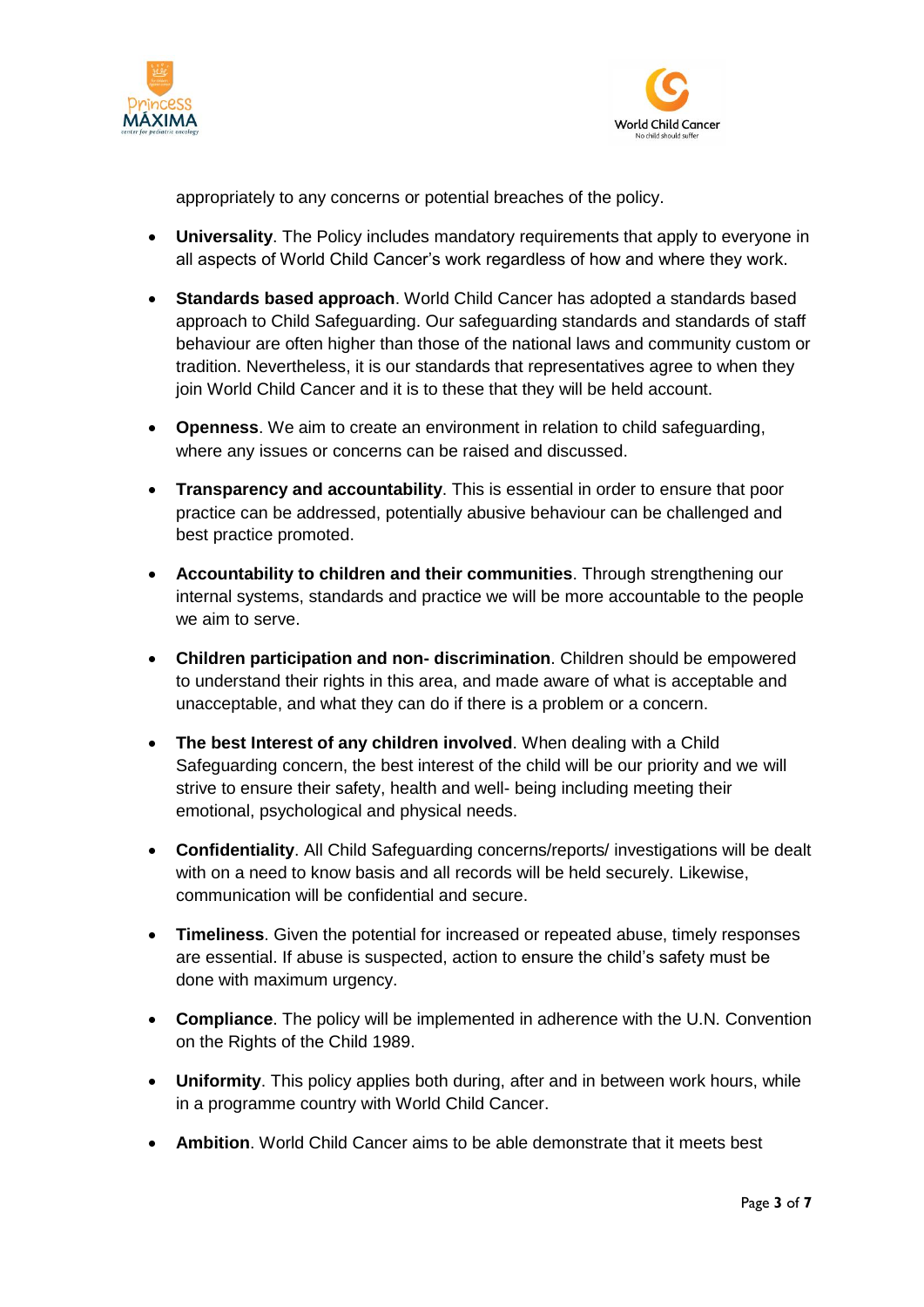appropriately to any concerns or potential breaches of the policy.

- **Universality**. The Policy includes mandatory requirements that apply to everyone in all aspects of World Child Cancer's work regardless of how and where they work.

- **Standards based approach**. World Child Cancer has adopted a standards based approach to Child Safeguarding. Our safeguarding standards and standards of staff behaviour are often higher than those of the national laws and community custom or tradition. Nevertheless, it is our standards that representatives agree to when they join World Child Cancer and it is to these that they will be held account.

- **Openness**. We aim to create an environment in relation to child safeguarding, where any issues or concerns can be raised and discussed.

- **Transparency and accountability**. This is essential in order to ensure that poor practice can be addressed, potentially abusive behaviour can be challenged and best practice promoted.

- **Accountability to children and their communities**. Through strengthening our internal systems, standards and practice we will be more accountable to the people we aim to serve.

- **Children participation and non- discrimination**. Children should be empowered to understand their rights in this area, and made aware of what is acceptable and unacceptable, and what they can do if there is a problem or a concern.

- **The best Interest of any children involved**. When dealing with a Child Safeguarding concern, the best interest of the child will be our priority and we will strive to ensure their safety, health and well- being including meeting their emotional, psychological and physical needs.

- **Confidentiality**. All Child Safeguarding concerns/reports/ investigations will be dealt with on a need to know basis and all records will be held securely. Likewise, communication will be confidential and secure.

- **Timeliness**. Given the potential for increased or repeated abuse, timely responses are essential. If abuse is suspected, action to ensure the child's safety must be done with maximum urgency.

- **Compliance**. The policy will be implemented in adherence with the U.N. Convention on the Rights of the Child 1989.

- **Uniformity**. This policy applies both during, after and in between work hours, while in a programme country with World Child Cancer.

- **Ambition**. World Child Cancer aims to be able demonstrate that it meets best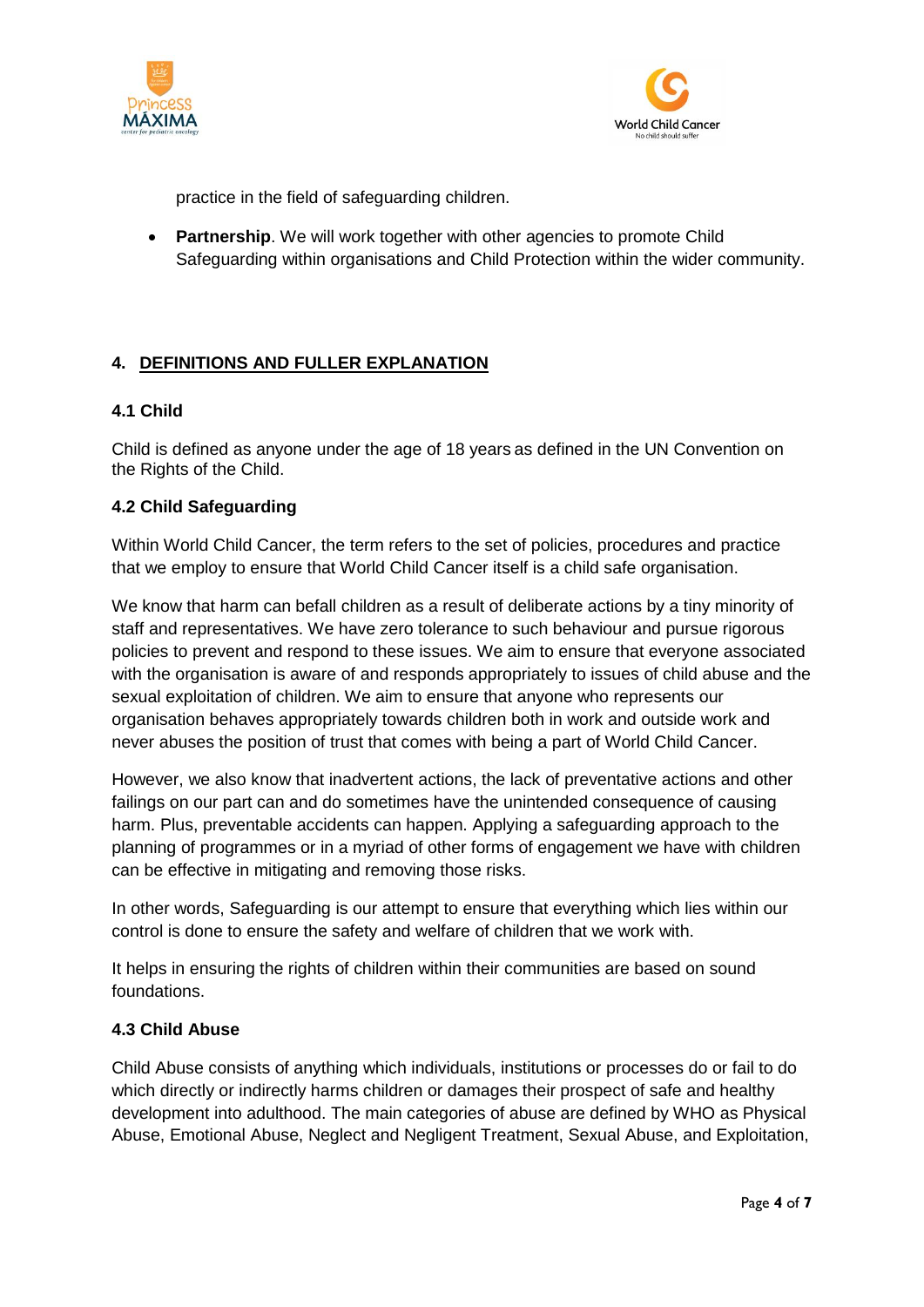practice in the field of safeguarding children.

- **Partnership**. We will work together with other agencies to promote Child Safeguarding within organisations and Child Protection within the wider community.

## 4. DEFINITIONS AND FULLER EXPLANATION

### 4.1 Child

Child is defined as anyone under the age of 18 years as defined in the UN Convention on the Rights of the Child.

### 4.2 Child Safeguarding

Within World Child Cancer, the term refers to the set of policies, procedures and practice that we employ to ensure that World Child Cancer itself is a child safe organisation.

We know that harm can befall children as a result of deliberate actions by a tiny minority of staff and representatives. We have zero tolerance to such behaviour and pursue rigorous policies to prevent and respond to these issues. We aim to ensure that everyone associated with the organisation is aware of and responds appropriately to issues of child abuse and the sexual exploitation of children. We aim to ensure that anyone who represents our organisation behaves appropriately towards children both in work and outside work and never abuses the position of trust that comes with being a part of World Child Cancer.

However, we also know that inadvertent actions, the lack of preventative actions and other failings on our part can and do sometimes have the unintended consequence of causing harm. Plus, preventable accidents can happen. Applying a safeguarding approach to the planning of programmes or in a myriad of other forms of engagement we have with children can be effective in mitigating and removing those risks.

In other words, Safeguarding is our attempt to ensure that everything which lies within our control is done to ensure the safety and welfare of children that we work with.

It helps in ensuring the rights of children within their communities are based on sound foundations.

### 4.3 Child Abuse

Child Abuse consists of anything which individuals, institutions or processes do or fail to do which directly or indirectly harms children or damages their prospect of safe and healthy development into adulthood. The main categories of abuse are defined by WHO as Physical Abuse, Emotional Abuse, Neglect and Negligent Treatment, Sexual Abuse, and Exploitation,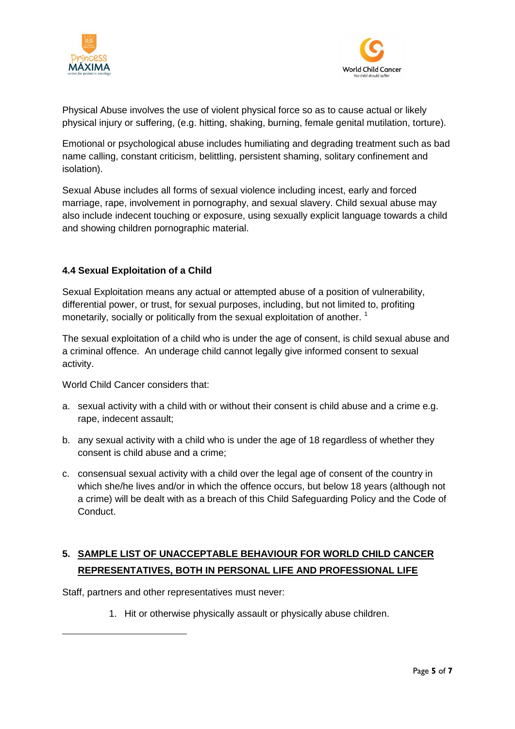Physical Abuse involves the use of violent physical force so as to cause actual or likely physical injury or suffering, (e.g. hitting, shaking, burning, female genital mutilation, torture).

Emotional or psychological abuse includes humiliating and degrading treatment such as bad name calling, constant criticism, belittling, persistent shaming, solitary confinement and isolation).

Sexual Abuse includes all forms of sexual violence including incest, early and forced marriage, rape, involvement in pornography, and sexual slavery. Child sexual abuse may also include indecent touching or exposure, using sexually explicit language towards a child and showing children pornographic material.

### 4.4 Sexual Exploitation of a Child

Sexual Exploitation means any actual or attempted abuse of a position of vulnerability, differential power, or trust, for sexual purposes, including, but not limited to, profiting monetarily, socially or politically from the sexual exploitation of another. [1]

The sexual exploitation of a child who is under the age of consent, is child sexual abuse and a criminal offence. An underage child cannot legally give informed consent to sexual activity.

World Child Cancer considers that:

a. sexual activity with a child with or without their consent is child abuse and a crime e.g. rape, indecent assault;

b. any sexual activity with a child who is under the age of 18 regardless of whether they consent is child abuse and a crime;

c. consensual sexual activity with a child over the legal age of consent of the country in which she/he lives and/or in which the offence occurs, but below 18 years (although not a crime) will be dealt with as a breach of this Child Safeguarding Policy and the Code of Conduct.

## 5. SAMPLE LIST OF UNACCEPTABLE BEHAVIOUR FOR WORLD CHILD CANCER REPRESENTATIVES, BOTH IN PERSONAL LIFE AND PROFESSIONAL LIFE

Staff, partners and other representatives must never:

1. Hit or otherwise physically assault or physically abuse children.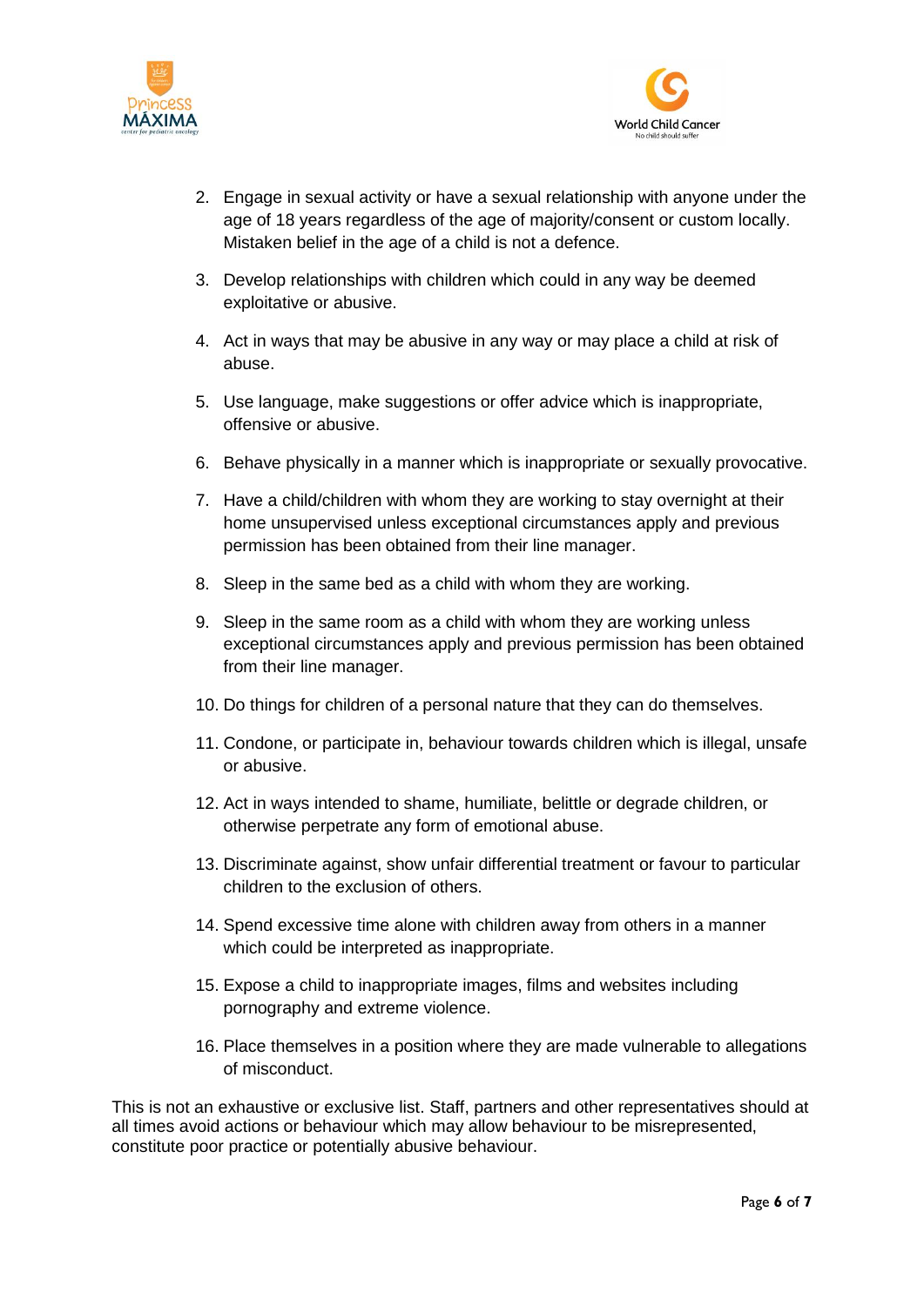2. Engage in sexual activity or have a sexual relationship with anyone under the age of 18 years regardless of the age of majority/consent or custom locally. Mistaken belief in the age of a child is not a defence.

3. Develop relationships with children which could in any way be deemed exploitative or abusive.

4. Act in ways that may be abusive in any way or may place a child at risk of abuse.

5. Use language, make suggestions or offer advice which is inappropriate, offensive or abusive.

6. Behave physically in a manner which is inappropriate or sexually provocative.

7. Have a child/children with whom they are working to stay overnight at their home unsupervised unless exceptional circumstances apply and previous permission has been obtained from their line manager.

8. Sleep in the same bed as a child with whom they are working.

9. Sleep in the same room as a child with whom they are working unless exceptional circumstances apply and previous permission has been obtained from their line manager.

10. Do things for children of a personal nature that they can do themselves.

11. Condone, or participate in, behaviour towards children which is illegal, unsafe or abusive.

12. Act in ways intended to shame, humiliate, belittle or degrade children, or otherwise perpetrate any form of emotional abuse.

13. Discriminate against, show unfair differential treatment or favour to particular children to the exclusion of others.

14. Spend excessive time alone with children away from others in a manner which could be interpreted as inappropriate.

15. Expose a child to inappropriate images, films and websites including pornography and extreme violence.

16. Place themselves in a position where they are made vulnerable to allegations of misconduct.

This is not an exhaustive or exclusive list. Staff, partners and other representatives should at all times avoid actions or behaviour which may allow behaviour to be misrepresented, constitute poor practice or potentially abusive behaviour.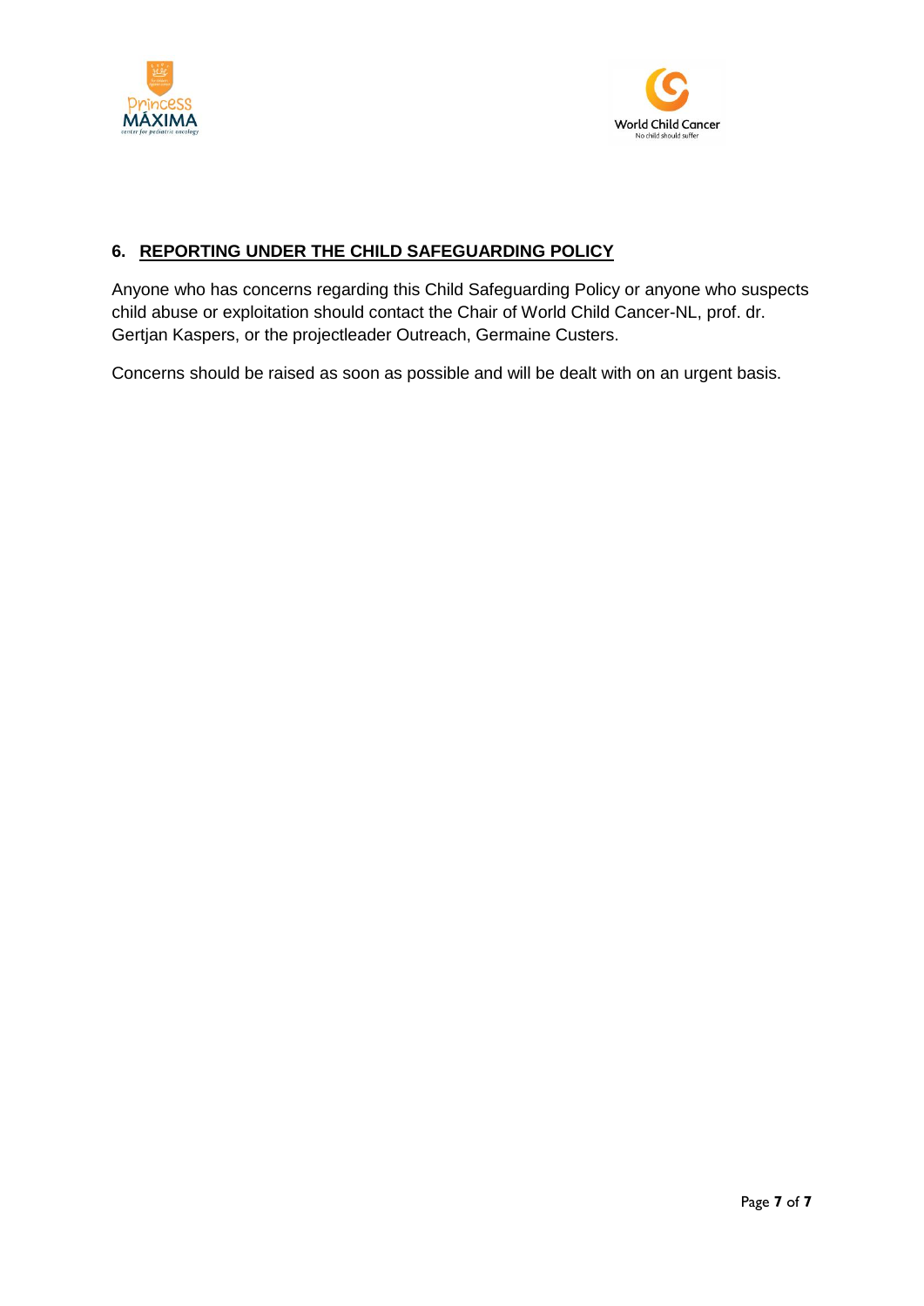## 6. REPORTING UNDER THE CHILD SAFEGUARDING POLICY

Anyone who has concerns regarding this Child Safeguarding Policy or anyone who suspects child abuse or exploitation should contact the Chair of World Child Cancer-NL, prof. dr. Gertjan Kaspers, or the projectleader Outreach, Germaine Custers.

Concerns should be raised as soon as possible and will be dealt with on an urgent basis.